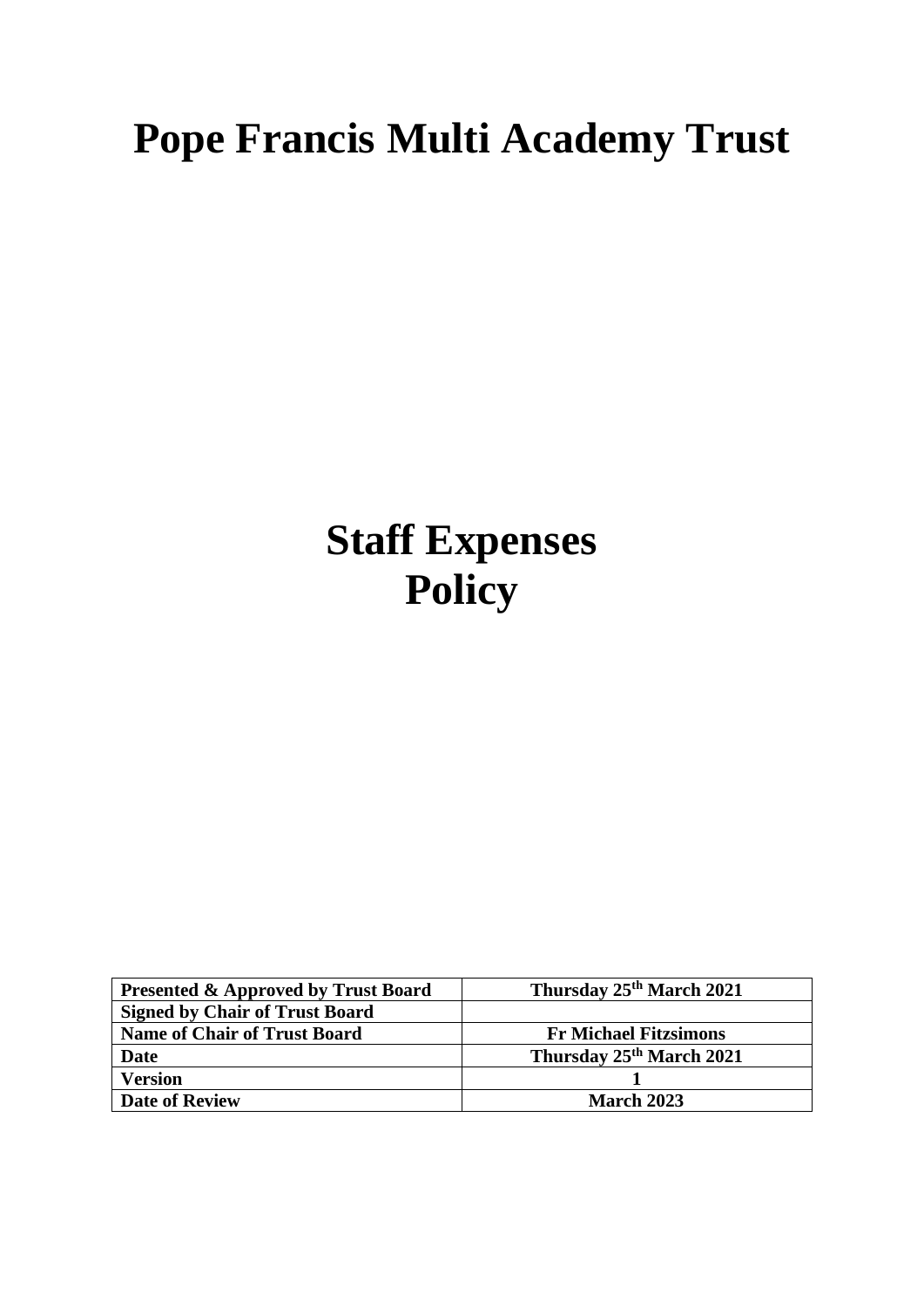# Pope Francis Multi Academy Trust

# Staff Expenses Policy

| Presented & Approved by Trust Board | Thursday 25th March 2021 |
|---|---|
| Signed by Chair of Trust Board | |
| Name of Chair of Trust Board | Fr Michael Fitzsimons |
| Date | Thursday 25th March 2021 |
| Version | 1 |
| Date of Review | March 2023 |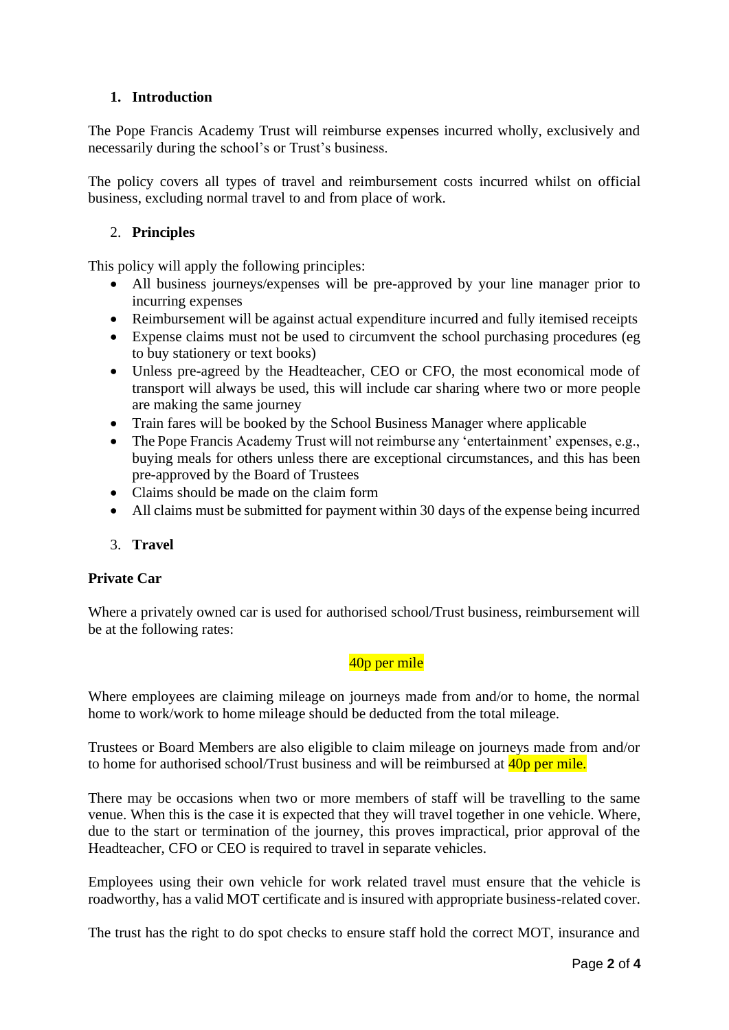## 1. Introduction

The Pope Francis Academy Trust will reimburse expenses incurred wholly, exclusively and necessarily during the school's or Trust's business.

The policy covers all types of travel and reimbursement costs incurred whilst on official business, excluding normal travel to and from place of work.

## 2. Principles

This policy will apply the following principles:

- All business journeys/expenses will be pre-approved by your line manager prior to incurring expenses
- Reimbursement will be against actual expenditure incurred and fully itemised receipts
- Expense claims must not be used to circumvent the school purchasing procedures (eg to buy stationery or text books)
- Unless pre-agreed by the Headteacher, CEO or CFO, the most economical mode of transport will always be used, this will include car sharing where two or more people are making the same journey
- Train fares will be booked by the School Business Manager where applicable
- The Pope Francis Academy Trust will not reimburse any 'entertainment' expenses, e.g., buying meals for others unless there are exceptional circumstances, and this has been pre-approved by the Board of Trustees
- Claims should be made on the claim form
- All claims must be submitted for payment within 30 days of the expense being incurred

## 3. Travel

### Private Car

Where a privately owned car is used for authorised school/Trust business, reimbursement will be at the following rates:

40p per mile

Where employees are claiming mileage on journeys made from and/or to home, the normal home to work/work to home mileage should be deducted from the total mileage.

Trustees or Board Members are also eligible to claim mileage on journeys made from and/or to home for authorised school/Trust business and will be reimbursed at 40p per mile.

There may be occasions when two or more members of staff will be travelling to the same venue. When this is the case it is expected that they will travel together in one vehicle. Where, due to the start or termination of the journey, this proves impractical, prior approval of the Headteacher, CFO or CEO is required to travel in separate vehicles.

Employees using their own vehicle for work related travel must ensure that the vehicle is roadworthy, has a valid MOT certificate and is insured with appropriate business-related cover.

The trust has the right to do spot checks to ensure staff hold the correct MOT, insurance and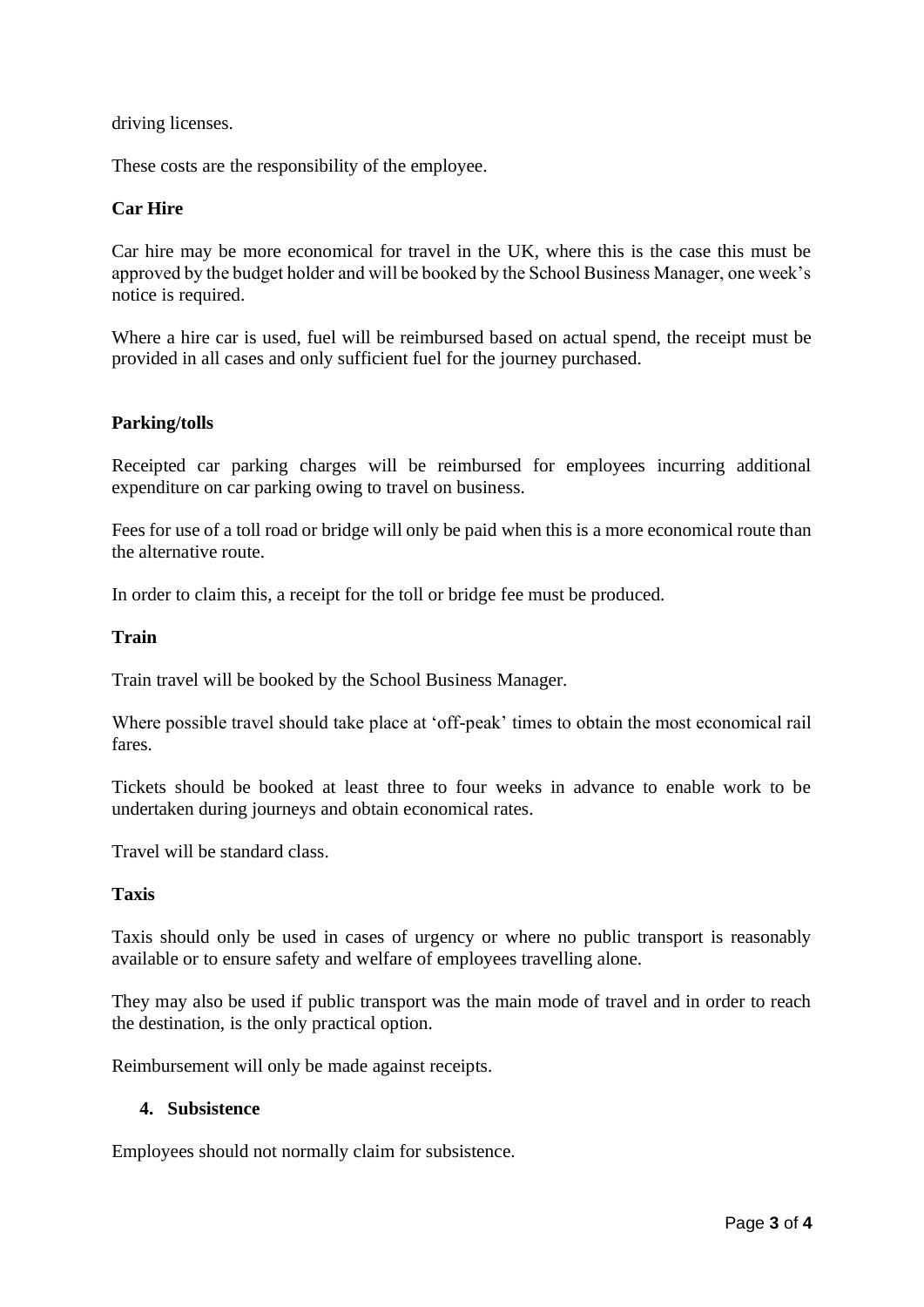driving licenses.

These costs are the responsibility of the employee.

**Car Hire**

Car hire may be more economical for travel in the UK, where this is the case this must be approved by the budget holder and will be booked by the School Business Manager, one week's notice is required.

Where a hire car is used, fuel will be reimbursed based on actual spend, the receipt must be provided in all cases and only sufficient fuel for the journey purchased.

**Parking/tolls**

Receipted car parking charges will be reimbursed for employees incurring additional expenditure on car parking owing to travel on business.

Fees for use of a toll road or bridge will only be paid when this is a more economical route than the alternative route.

In order to claim this, a receipt for the toll or bridge fee must be produced.

**Train**

Train travel will be booked by the School Business Manager.

Where possible travel should take place at 'off-peak' times to obtain the most economical rail fares.

Tickets should be booked at least three to four weeks in advance to enable work to be undertaken during journeys and obtain economical rates.

Travel will be standard class.

**Taxis**

Taxis should only be used in cases of urgency or where no public transport is reasonably available or to ensure safety and welfare of employees travelling alone.

They may also be used if public transport was the main mode of travel and in order to reach the destination, is the only practical option.

Reimbursement will only be made against receipts.

## 4. Subsistence

Employees should not normally claim for subsistence.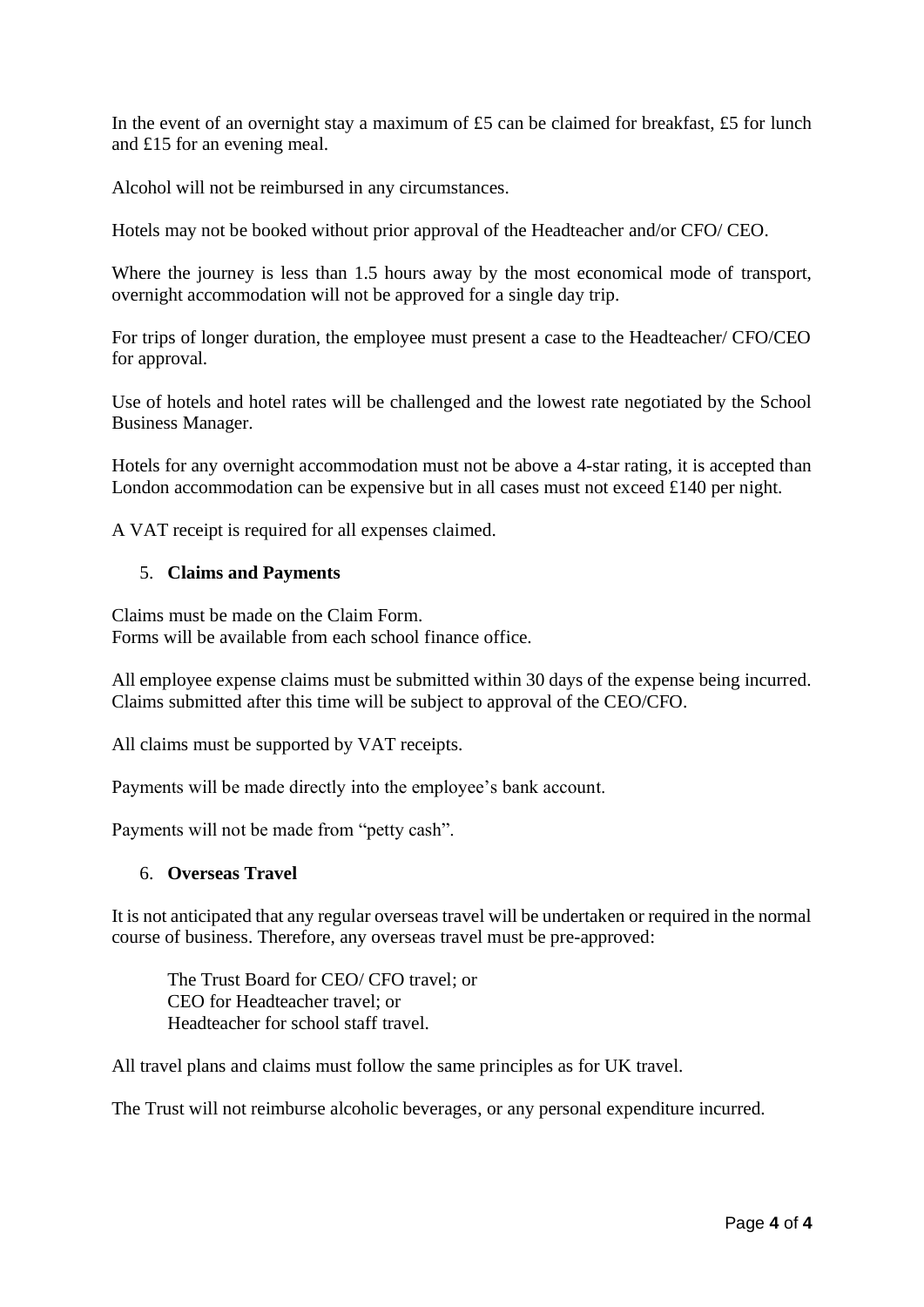In the event of an overnight stay a maximum of £5 can be claimed for breakfast, £5 for lunch and £15 for an evening meal.

Alcohol will not be reimbursed in any circumstances.

Hotels may not be booked without prior approval of the Headteacher and/or CFO/ CEO.

Where the journey is less than 1.5 hours away by the most economical mode of transport, overnight accommodation will not be approved for a single day trip.

For trips of longer duration, the employee must present a case to the Headteacher/ CFO/CEO for approval.

Use of hotels and hotel rates will be challenged and the lowest rate negotiated by the School Business Manager.

Hotels for any overnight accommodation must not be above a 4-star rating, it is accepted than London accommodation can be expensive but in all cases must not exceed £140 per night.

A VAT receipt is required for all expenses claimed.

## 5. **Claims and Payments**

Claims must be made on the Claim Form.
Forms will be available from each school finance office.

All employee expense claims must be submitted within 30 days of the expense being incurred. Claims submitted after this time will be subject to approval of the CEO/CFO.

All claims must be supported by VAT receipts.

Payments will be made directly into the employee's bank account.

Payments will not be made from "petty cash".

## 6. **Overseas Travel**

It is not anticipated that any regular overseas travel will be undertaken or required in the normal course of business. Therefore, any overseas travel must be pre-approved:

The Trust Board for CEO/ CFO travel; or
CEO for Headteacher travel; or
Headteacher for school staff travel.

All travel plans and claims must follow the same principles as for UK travel.

The Trust will not reimburse alcoholic beverages, or any personal expenditure incurred.